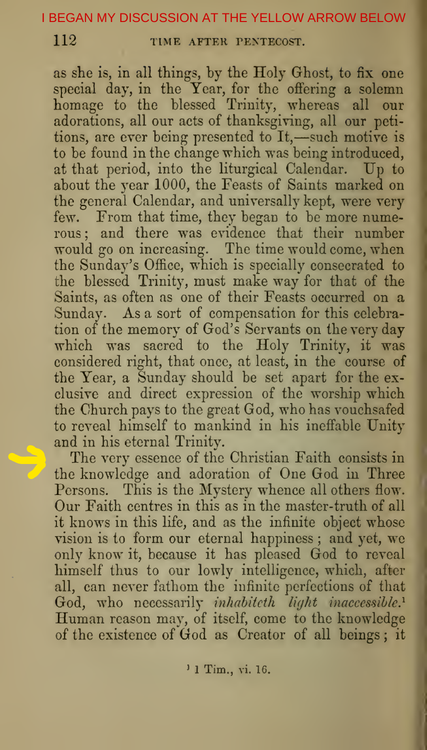I BEGAN MY DISCUSSION AT THE YELLOW ARROW BELOW

as she is, in all things, by the Holy Ghost, to fix one special day, in the Year, for the offering a solemn homage to the blessed Trinity, whereas all our adorations, all our acts of thanksgiving, all our petitions, are ever being presented to It,—such motive is to be found in the change which was being introduced, at that period, into the liturgical Calendar. Up to about the year 1000, the Feasts of Saints marked on the general Calendar, and universally kept, were very few. From that time, they began to be more numerous; and there was evidence that their number would go on increasing. The time would come, when the Sunday's Office, which is specially consecrated to the blessed Trinity, must make way for that of the Saints, as often as one of their Feasts occurred on a Sunday. As a sort of compensation for this celebration of the memory of God's Servants on the very day which was sacred to the Holy Trinity, it was considered right, that once, at least, in the course of the Year, a Sunday should be set apart for the exclusive and direct expression of the worship which the Church pays to the great God, who has vouchsafed to reveal himself to mankind in his ineffable Unity and in his eternal Trinity.

The very essence of the Christian Faith consists in the knowledge and adoration of One God in Three Persons. This is the Mystery whence all others flow. Our Faith centres in this as in the master-truth of all it knows in this life, and as the infinite object whose vision is to form our eternal happiness; and yet, we only know it, because it has pleased God to reveal himself thus to our lowly intelligence, which, after all, can never fathom the infinite perfections of that God, who necessarily *inhabiteth light inaccessible.*[1] Human reason may, of itself, come to the knowledge of the existence of God as Creator of all beings; it

[1] 1 Tim., vi. 16.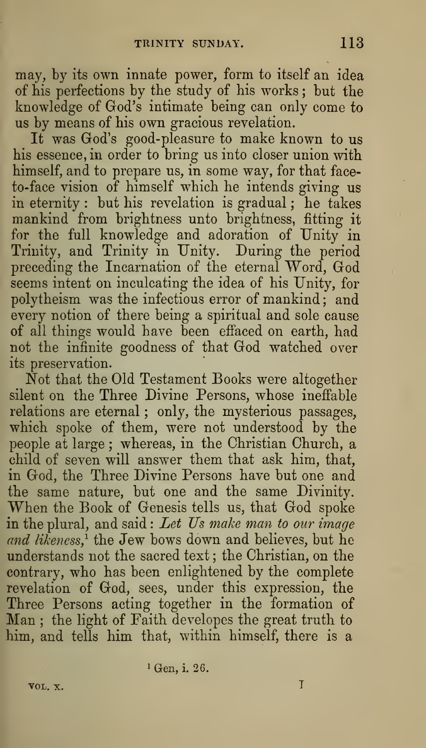may, by its own innate power, form to itself an idea of his perfections by the study of his works; but the knowledge of God's intimate being can only come to us by means of his own gracious revelation.

It was God's good-pleasure to make known to us his essence, in order to bring us into closer union with himself, and to prepare us, in some way, for that face-to-face vision of himself which he intends giving us in eternity: but his revelation is gradual; he takes mankind from brightness unto brightness, fitting it for the full knowledge and adoration of Unity in Trinity, and Trinity in Unity. During the period preceding the Incarnation of the eternal Word, God seems intent on inculcating the idea of his Unity, for polytheism was the infectious error of mankind; and every notion of there being a spiritual and sole cause of all things would have been effaced on earth, had not the infinite goodness of that God watched over its preservation.

Not that the Old Testament Books were altogether silent on the Three Divine Persons, whose ineffable relations are eternal; only, the mysterious passages, which spoke of them, were not understood by the people at large; whereas, in the Christian Church, a child of seven will answer them that ask him, that, in God, the Three Divine Persons have but one and the same nature, but one and the same Divinity. When the Book of Genesis tells us, that God spoke in the plural, and said: *Let Us make man to our image and likeness*,[1] the Jew bows down and believes, but he understands not the sacred text; the Christian, on the contrary, who has been enlightened by the complete revelation of God, sees, under this expression, the Three Persons acting together in the formation of Man; the light of Faith developes the great truth to him, and tells him that, within himself, there is a

[1] Gen, i. 26.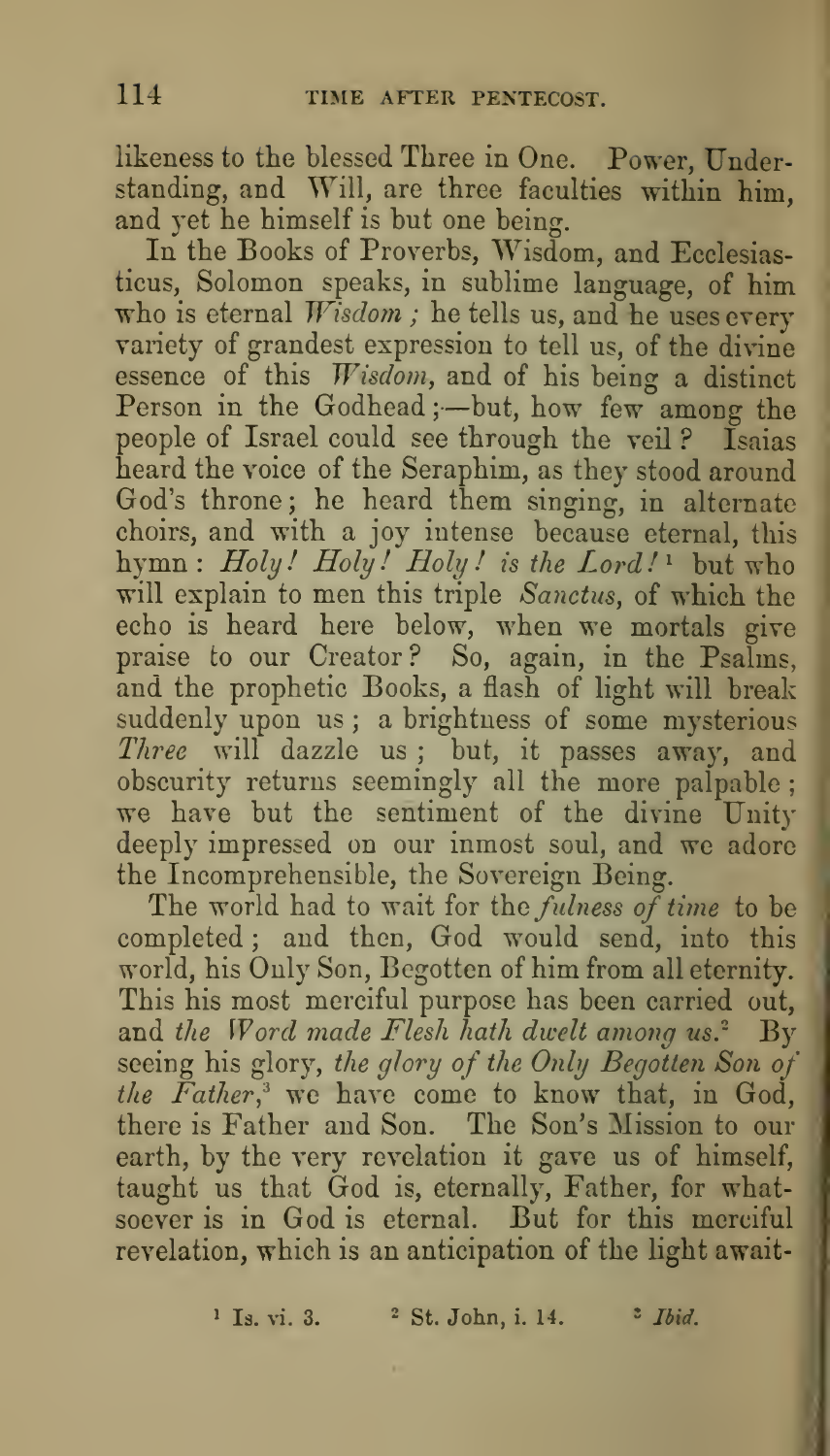likeness to the blessed Three in One. Power, Understanding, and Will, are three faculties within him, and yet he himself is but one being.

In the Books of Proverbs, Wisdom, and Ecclesiasticus, Solomon speaks, in sublime language, of him who is eternal *Wisdom ;* he tells us, and he uses every variety of grandest expression to tell us, of the divine essence of this *Wisdom,* and of his being a distinct Person in the Godhead ;—but, how few among the people of Israel could see through the veil ? Isaias heard the voice of the Seraphim, as they stood around God's throne ; he heard them singing, in alternate choirs, and with a joy intense because eternal, this hymn : *Holy! Holy! Holy! is the Lord!*[1] but who will explain to men this triple *Sanctus,* of which the echo is heard here below, when we mortals give praise to our Creator? So, again, in the Psalms, and the prophetic Books, a flash of light will break suddenly upon us ; a brightness of some mysterious *Three* will dazzle us ; but, it passes away, and obscurity returns seemingly all the more palpable ; we have but the sentiment of the divine Unity deeply impressed on our inmost soul, and we adore the Incomprehensible, the Sovereign Being.

The world had to wait for the *fulness of time* to be completed ; and then, God would send, into this world, his Only Son, Begotten of him from all eternity. This his most merciful purpose has been carried out, and *the Word made Flesh hath dwelt among us.*[2] By seeing his glory, *the glory of the Only Begotten Son of the Father,*[3] we have come to know that, in God, there is Father and Son. The Son's Mission to our earth, by the very revelation it gave us of himself, taught us that God is, eternally, Father, for whatsoever is in God is eternal. But for this merciful revelation, which is an anticipation of the light await-

[1] Is. vi. 3. [2] St. John, i. 14. [3] *Ibid.*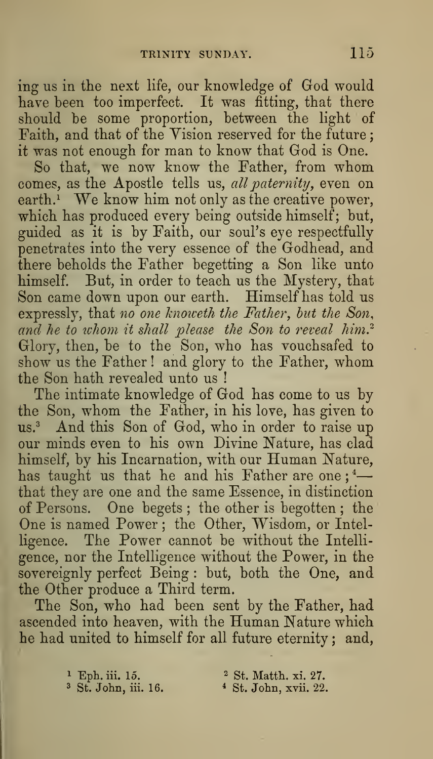ing us in the next life, our knowledge of God would have been too imperfect. It was fitting, that there should be some proportion, between the light of Faith, and that of the Vision reserved for the future; it was not enough for man to know that God is One.

So that, we now know the Father, from whom comes, as the Apostle tells us, *all paternity*, even on earth.[1] We know him not only as the creative power, which has produced every being outside himself; but, guided as it is by Faith, our soul's eye respectfully penetrates into the very essence of the Godhead, and there beholds the Father begetting a Son like unto himself. But, in order to teach us the Mystery, that Son came down upon our earth. Himself has told us expressly, that *no one knoweth the Father, but the Son, and he to whom it shall please the Son to reveal him.*[2] Glory, then, be to the Son, who has vouchsafed to show us the Father! and glory to the Father, whom the Son hath revealed unto us!

The intimate knowledge of God has come to us by the Son, whom the Father, in his love, has given to us.[3] And this Son of God, who in order to raise up our minds even to his own Divine Nature, has clad himself, by his Incarnation, with our Human Nature, has taught us that he and his Father are one;[4]—that they are one and the same Essence, in distinction of Persons. One begets; the other is begotten; the One is named Power; the Other, Wisdom, or Intelligence. The Power cannot be without the Intelligence, nor the Intelligence without the Power, in the sovereignly perfect Being: but, both the One, and the Other produce a Third term.

The Son, who had been sent by the Father, had ascended into heaven, with the Human Nature which he had united to himself for all future eternity; and,

[1] Eph. iii. 15.
[2] St. Matth. xi. 27.
[3] St. John, iii. 16.
[4] St. John, xvii. 22.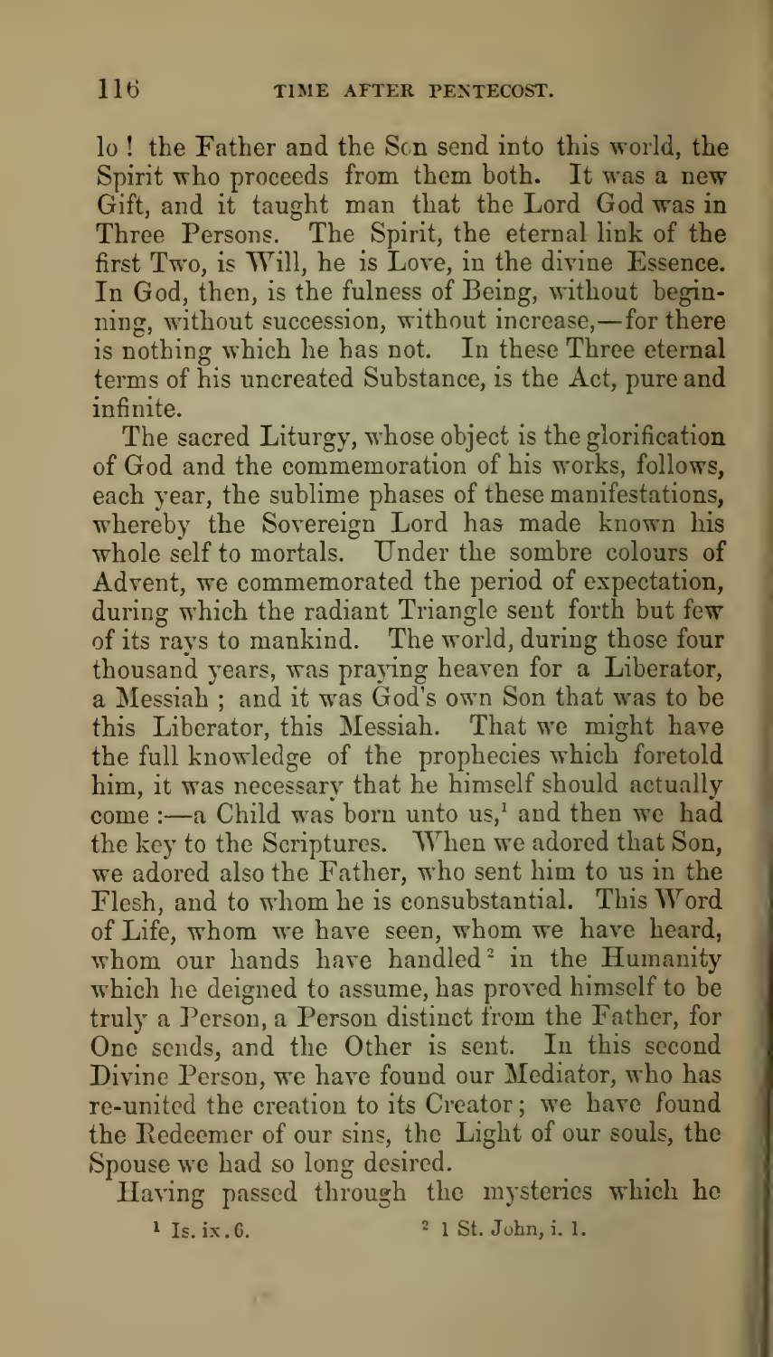lo! the Father and the Son send into this world, the Spirit who proceeds from them both. It was a new Gift, and it taught man that the Lord God was in Three Persons. The Spirit, the eternal link of the first Two, is Will, he is Love, in the divine Essence. In God, then, is the fulness of Being, without beginning, without succession, without increase,—for there is nothing which he has not. In these Three eternal terms of his uncreated Substance, is the Act, pure and infinite.

The sacred Liturgy, whose object is the glorification of God and the commemoration of his works, follows, each year, the sublime phases of these manifestations, whereby the Sovereign Lord has made known his whole self to mortals. Under the sombre colours of Advent, we commemorated the period of expectation, during which the radiant Triangle sent forth but few of its rays to mankind. The world, during those four thousand years, was praying heaven for a Liberator, a Messiah; and it was God's own Son that was to be this Liberator, this Messiah. That we might have the full knowledge of the prophecies which foretold him, it was necessary that he himself should actually come:—a Child was born unto us,[1] and then we had the key to the Scriptures. When we adored that Son, we adored also the Father, who sent him to us in the Flesh, and to whom he is consubstantial. This Word of Life, whom we have seen, whom we have heard, whom our hands have handled[2] in the Humanity which he deigned to assume, has proved himself to be truly a Person, a Person distinct from the Father, for One sends, and the Other is sent. In this second Divine Person, we have found our Mediator, who has re-united the creation to its Creator; we have found the Redeemer of our sins, the Light of our souls, the Spouse we had so long desired.

Having passed through the mysteries which he

[1] Is. ix. 6. [2] 1 St. John, i. 1.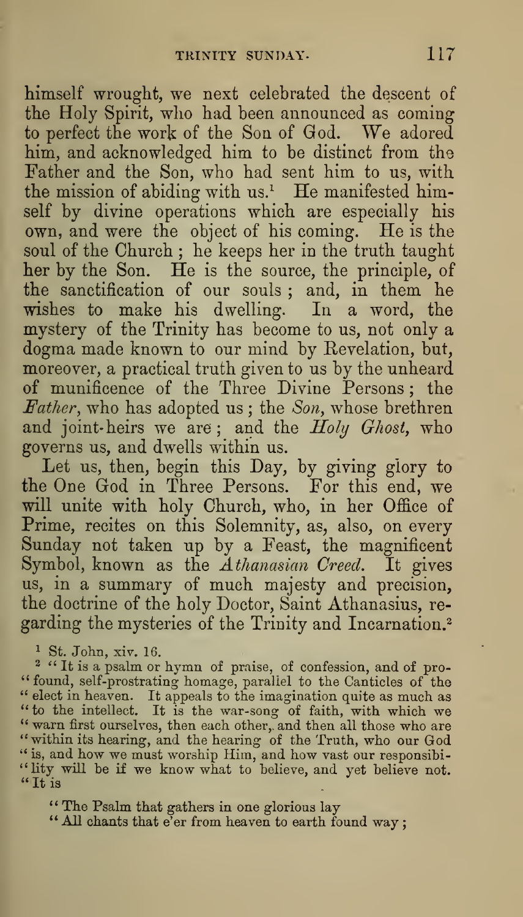himself wrought, we next celebrated the descent of the Holy Spirit, who had been announced as coming to perfect the work of the Son of God. We adored him, and acknowledged him to be distinct from the Father and the Son, who had sent him to us, with the mission of abiding with us.[1] He manifested himself by divine operations which are especially his own, and were the object of his coming. He is the soul of the Church; he keeps her in the truth taught her by the Son. He is the source, the principle, of the sanctification of our souls; and, in them he wishes to make his dwelling. In a word, the mystery of the Trinity has become to us, not only a dogma made known to our mind by Revelation, but, moreover, a practical truth given to us by the unheard of munificence of the Three Divine Persons; the *Father*, who has adopted us; the *Son*, whose brethren and joint-heirs we are; and the *Holy Ghost*, who governs us, and dwells within us.

Let us, then, begin this Day, by giving glory to the One God in Three Persons. For this end, we will unite with holy Church, who, in her Office of Prime, recites on this Solemnity, as, also, on every Sunday not taken up by a Feast, the magnificent Symbol, known as the *Athanasian Creed*. It gives us, in a summary of much majesty and precision, the doctrine of the holy Doctor, Saint Athanasius, regarding the mysteries of the Trinity and Incarnation.[2]

[1] St. John, xiv. 16.

[2] "It is a psalm or hymn of praise, of confession, and of profound, self-prostrating homage, parallel to the Canticles of the elect in heaven. It appeals to the imagination quite as much as to the intellect. It is the war-song of faith, with which we warn first ourselves, then each other, and then all those who are within its hearing, and the hearing of the Truth, who our God is, and how we must worship Him, and how vast our responsibility will be if we know what to believe, and yet believe not. It is

"The Psalm that gathers in one glorious lay
"All chants that e'er from heaven to earth found way;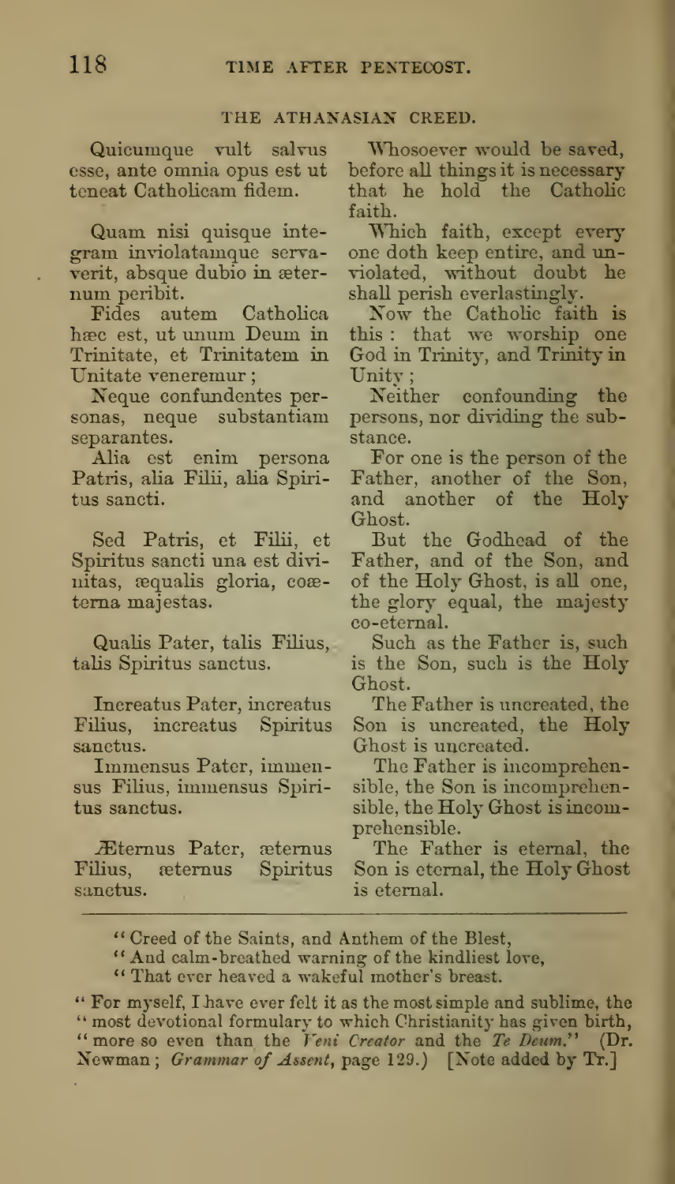## THE ATHANASIAN CREED.

| | |
|---|---|
| Quicumque vult salvus esse, ante omnia opus est ut teneat Catholicam fidem. | Whosoever would be saved, before all things it is necessary that he hold the Catholic faith. |
| Quam nisi quisque integram inviolatamque servaverit, absque dubio in æternum peribit. | Which faith, except every one doth keep entire, and unviolated, without doubt he shall perish everlastingly. |
| Fides autem Catholica hæc est, ut unum Deum in Trinitate, et Trinitatem in Unitate veneremur; | Now the Catholic faith is this: that we worship one God in Trinity, and Trinity in Unity; |
| Neque confundentes personas, neque substantiam separantes. | Neither confounding the persons, nor dividing the substance. |
| Alia est enim persona Patris, alia Filii, alia Spiritus sancti. | For one is the person of the Father, another of the Son, and another of the Holy Ghost. |
| Sed Patris, et Filii, et Spiritus sancti una est divinitas, æqualis gloria, coæterna majestas. | But the Godhead of the Father, and of the Son, and of the Holy Ghost, is all one, the glory equal, the majesty co-eternal. |
| Qualis Pater, talis Filius, talis Spiritus sanctus. | Such as the Father is, such is the Son, such is the Holy Ghost. |
| Increatus Pater, increatus Filius, increatus Spiritus sanctus. | The Father is uncreated, the Son is uncreated, the Holy Ghost is uncreated. |
| Immensus Pater, immensus Filius, immensus Spiritus sanctus. | The Father is incomprehensible, the Son is incomprehensible, the Holy Ghost is incomprehensible. |
| Æternus Pater, æternus Filius, æternus Spiritus sanctus. | The Father is eternal, the Son is eternal, the Holy Ghost is eternal. |

---

"Creed of the Saints, and Anthem of the Blest,
"And calm-breathed warning of the kindliest love,
"That ever heaved a wakeful mother's breast.

"For myself, I have ever felt it as the most simple and sublime, the "most devotional formulary to which Christianity has given birth, "more so even than the *Veni Creator* and the *Te Deum*." (Dr. Newman; *Grammar of Assent*, page 129.) [Note added by Tr.]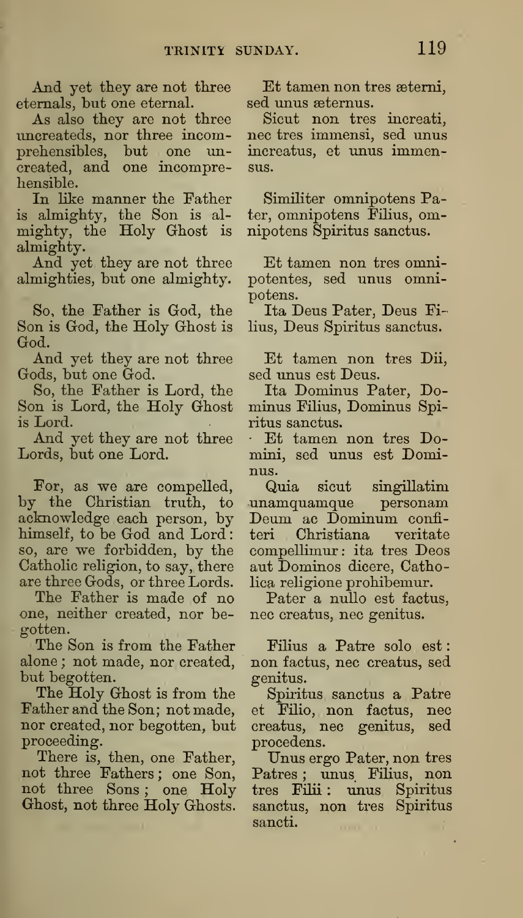| | |
|---|---|
| And yet they are not three eternals, but one eternal. | Et tamen non tres æterni, sed unus æternus. |
| As also they are not three uncreateds, nor three incomprehensibles, but one uncreated, and one incomprehensible. | Sicut non tres increati, nec tres immensi, sed unus increatus, et unus immensus. |
| In like manner the Father is almighty, the Son is almighty, the Holy Ghost is almighty. | Similiter omnipotens Pater, omnipotens Filius, omnipotens Spiritus sanctus. |
| And yet they are not three almighties, but one almighty. | Et tamen non tres omnipotentes, sed unus omnipotens. |
| So, the Father is God, the Son is God, the Holy Ghost is God. | Ita Deus Pater, Deus Filius, Deus Spiritus sanctus. |
| And yet they are not three Gods, but one God. | Et tamen non tres Dii, sed unus est Deus. |
| So, the Father is Lord, the Son is Lord, the Holy Ghost is Lord. | Ita Dominus Pater, Dominus Filius, Dominus Spiritus sanctus. |
| And yet they are not three Lords, but one Lord. | Et tamen non tres Domini, sed unus est Dominus. |
| For, as we are compelled, by the Christian truth, to acknowledge each person, by himself, to be God and Lord: so, are we forbidden, by the Catholic religion, to say, there are three Gods, or three Lords. | Quia sicut singillatim unamquamque personam Deum ac Dominum confiteri Christiana veritate compellimur: ita tres Deos aut Dominos dicere, Catholica religione prohibemur. |
| The Father is made of no one, neither created, nor begotten. | Pater a nullo est factus, nec creatus, nec genitus. |
| The Son is from the Father alone; not made, nor created, but begotten. | Filius a Patre solo est: non factus, nec creatus, sed genitus. |
| The Holy Ghost is from the Father and the Son; not made, nor created, nor begotten, but proceeding. | Spiritus sanctus a Patre et Filio, non factus, nec creatus, nec genitus, sed procedens. |
| There is, then, one Father, not three Fathers; one Son, not three Sons; one Holy Ghost, not three Holy Ghosts. | Unus ergo Pater, non tres Patres; unus Filius, non tres Filii: unus Spiritus sanctus, non tres Spiritus sancti. |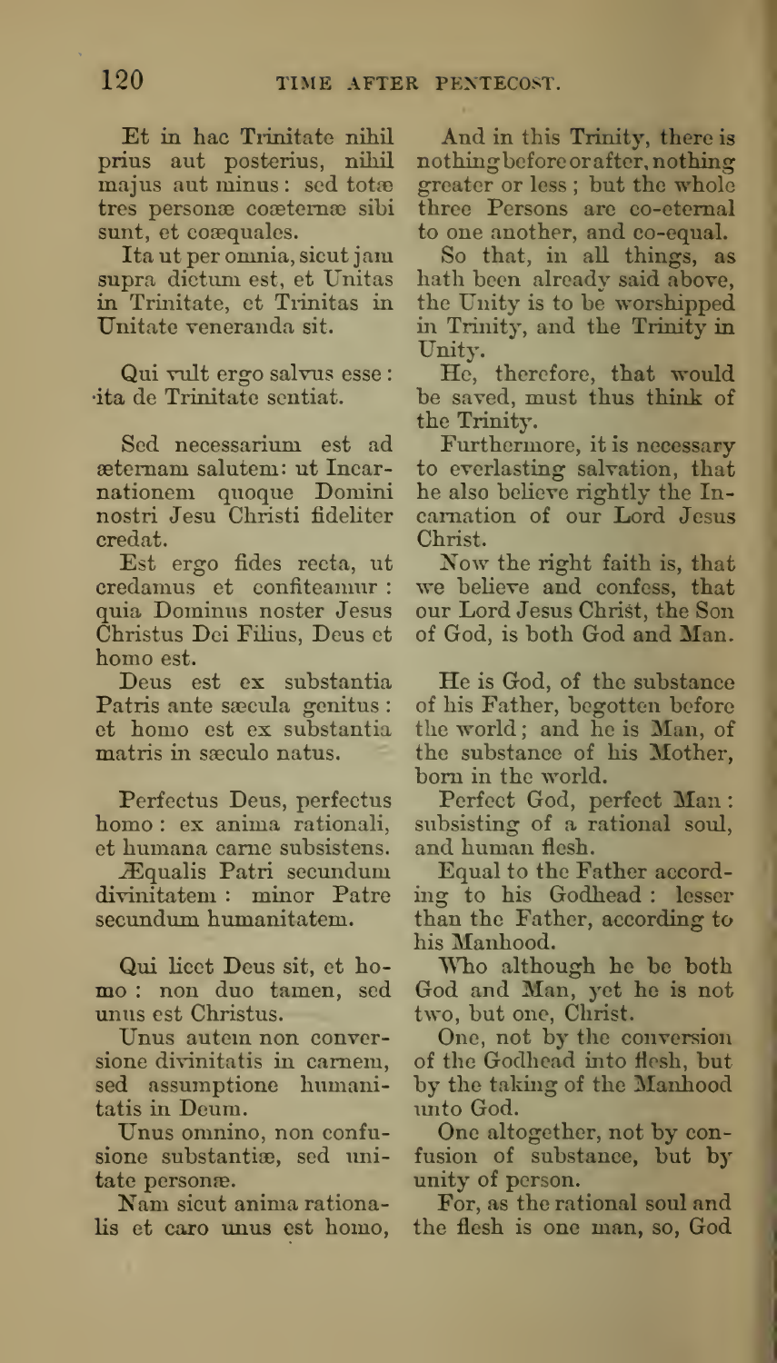Et in hac Trinitate nihil prius aut posterius, nihil majus aut minus: sed totæ tres personæ coæternæ sibi sunt, et coæquales.

And in this Trinity, there is nothing before or after, nothing greater or less; but the whole three Persons are co-eternal to one another, and co-equal.

Ita ut per omnia, sicut jam supra dictum est, et Unitas in Trinitate, et Trinitas in Unitate veneranda sit.

So that, in all things, as hath been already said above, the Unity is to be worshipped in Trinity, and the Trinity in Unity.

Qui vult ergo salvus esse: ita de Trinitate sentiat.

He, therefore, that would be saved, must thus think of the Trinity.

Sed necessarium est ad æternam salutem: ut Incarnationem quoque Domini nostri Jesu Christi fideliter credat.

Furthermore, it is necessary to everlasting salvation, that he also believe rightly the Incarnation of our Lord Jesus Christ.

Est ergo fides recta, ut credamus et confiteamur: quia Dominus noster Jesus Christus Dei Filius, Deus et homo est.

Now the right faith is, that we believe and confess, that our Lord Jesus Christ, the Son of God, is both God and Man.

Deus est ex substantia Patris ante sæcula genitus: et homo est ex substantia matris in sæculo natus.

He is God, of the substance of his Father, begotten before the world; and he is Man, of the substance of his Mother, born in the world.

Perfectus Deus, perfectus homo: ex anima rationali, et humana carne subsistens.

Perfect God, perfect Man: subsisting of a rational soul, and human flesh.

Æqualis Patri secundum divinitatem: minor Patre secundum humanitatem.

Equal to the Father according to his Godhead: lesser than the Father, according to his Manhood.

Qui licet Deus sit, et homo: non duo tamen, sed unus est Christus.

Who although he be both God and Man, yet he is not two, but one, Christ.

Unus autem non conversione divinitatis in carnem, sed assumptione humanitatis in Deum.

One, not by the conversion of the Godhead into flesh, but by the taking of the Manhood unto God.

Unus omnino, non confusione substantiæ, sed unitate personæ.

One altogether, not by confusion of substance, but by unity of person.

Nam sicut anima rationalis et caro unus est homo,

For, as the rational soul and the flesh is one man, so, God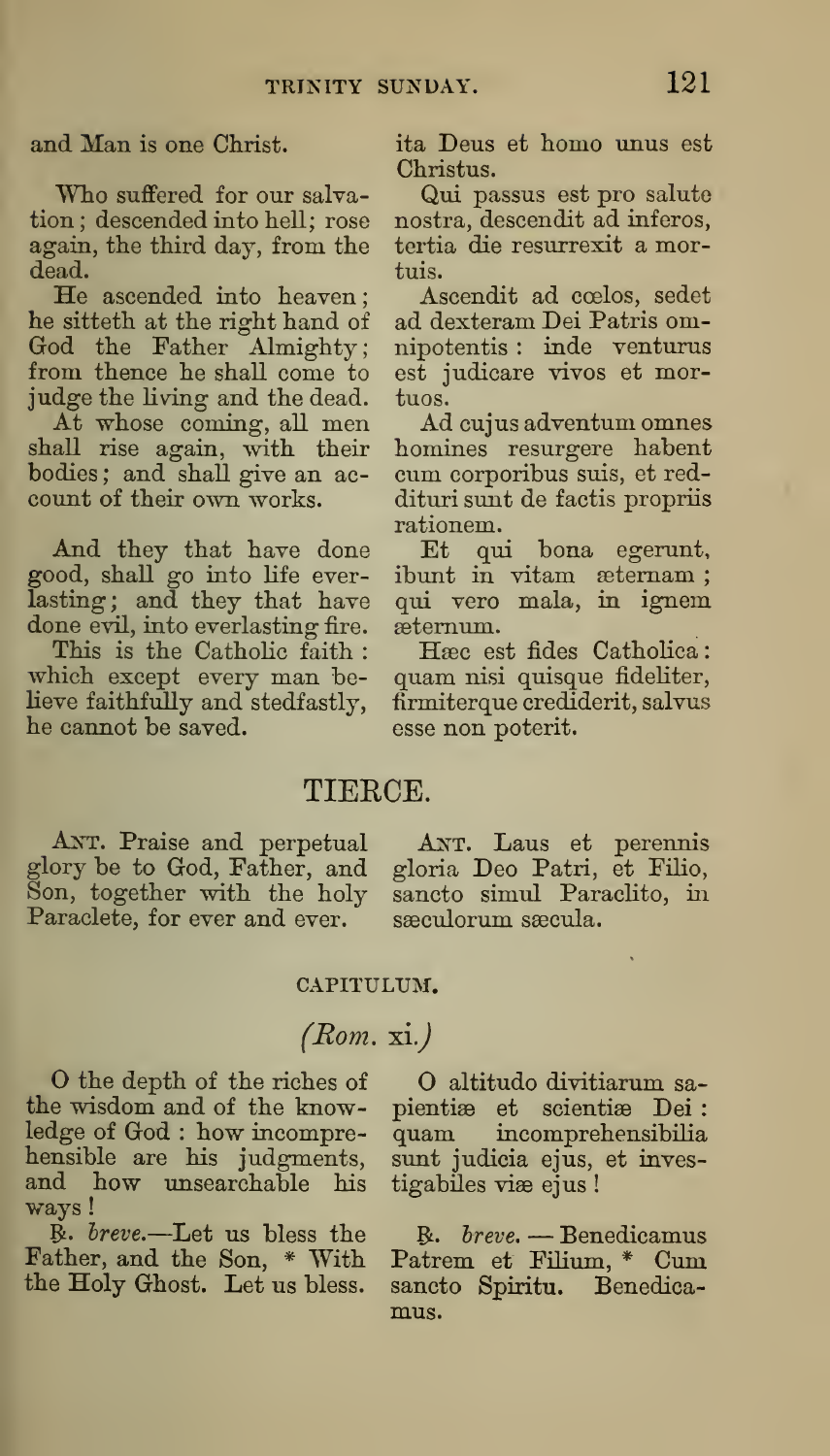and Man is one Christ.

ita Deus et homo unus est Christus.

Who suffered for our salvation; descended into hell; rose again, the third day, from the dead.

Qui passus est pro salute nostra, descendit ad inferos, tertia die resurrexit a mortuis.

He ascended into heaven; he sitteth at the right hand of God the Father Almighty; from thence he shall come to judge the living and the dead.

Ascendit ad cœlos, sedet ad dexteram Dei Patris omnipotentis: inde venturus est judicare vivos et mortuos.

At whose coming, all men shall rise again, with their bodies; and shall give an account of their own works.

Ad cujus adventum omnes homines resurgere habent cum corporibus suis, et reddituri sunt de factis propriis rationem.

And they that have done good, shall go into life everlasting; and they that have done evil, into everlasting fire.

Et qui bona egerunt, ibunt in vitam æternam; qui vero mala, in ignem æternum.

This is the Catholic faith: which except every man believe faithfully and stedfastly, he cannot be saved.

Hæc est fides Catholica: quam nisi quisque fideliter, firmiterque crediderit, salvus esse non poterit.

## TIERCE.

ANT. Praise and perpetual glory be to God, Father, and Son, together with the holy Paraclete, for ever and ever.

ANT. Laus et perennis gloria Deo Patri, et Filio, sancto simul Paraclito, in sæculorum sæcula.

### CAPITULUM.

*(Rom. xi.)*

O the depth of the riches of the wisdom and of the knowledge of God: how incomprehensible are his judgments, and how unsearchable his ways!

O altitudo divitiarum sapientiæ et scientiæ Dei: quam incomprehensibilia sunt judicia ejus, et investigabiles viæ ejus!

℞. *breve.*—Let us bless the Father, and the Son, * With the Holy Ghost. Let us bless.

℞. *breve.* — Benedicamus Patrem et Filium, * Cum sancto Spiritu. Benedicamus.